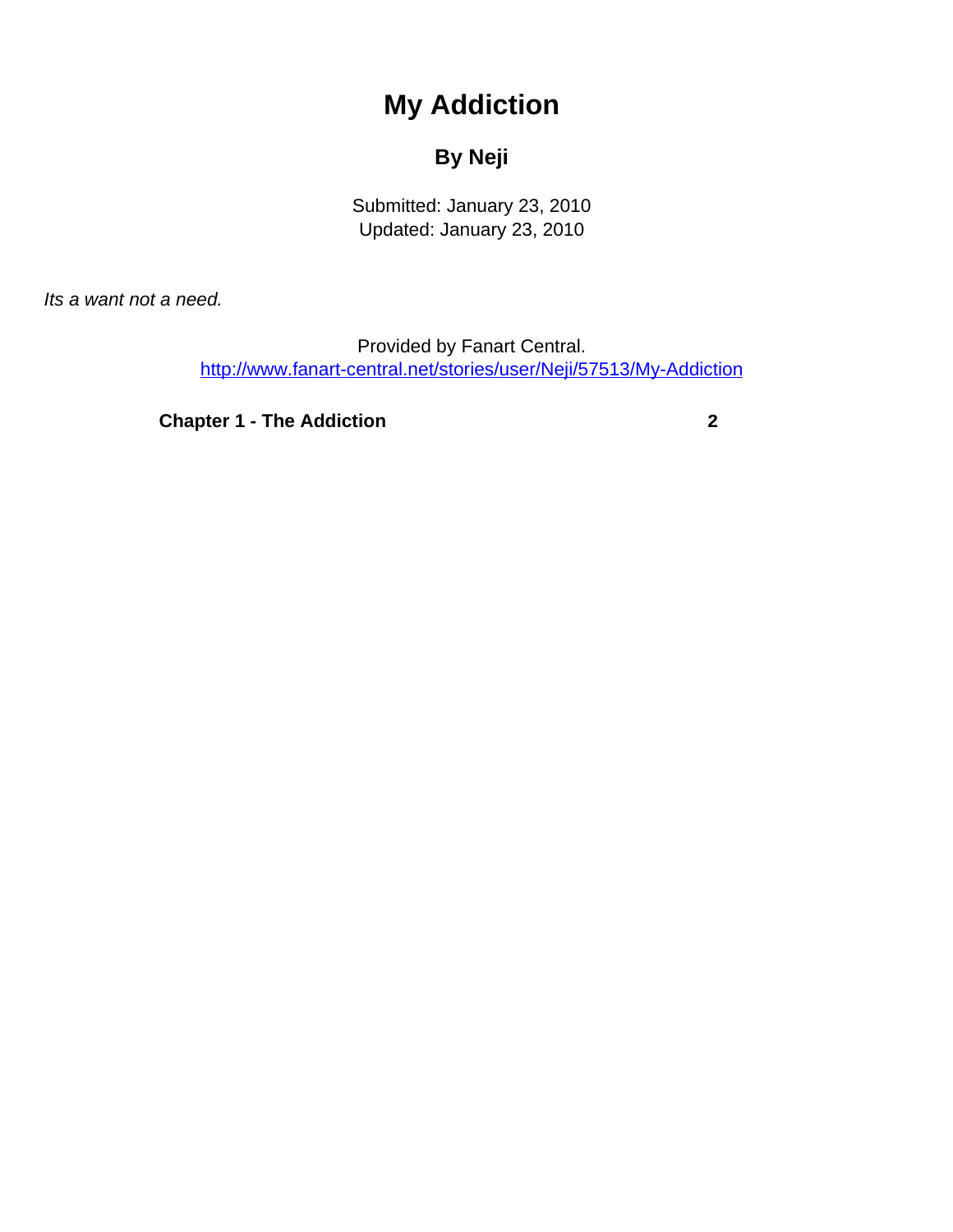# My Addiction

## By Neji

Submitted: January 23, 2010
Updated: January 23, 2010

*Its a want not a need.*

Provided by Fanart Central.
[http://www.fanart-central.net/stories/user/Neji/57513/My-Addiction](http://www.fanart-central.net/stories/user/Neji/57513/My-Addiction)

| **Chapter 1 - The Addiction** | **2** |
| --- | --- |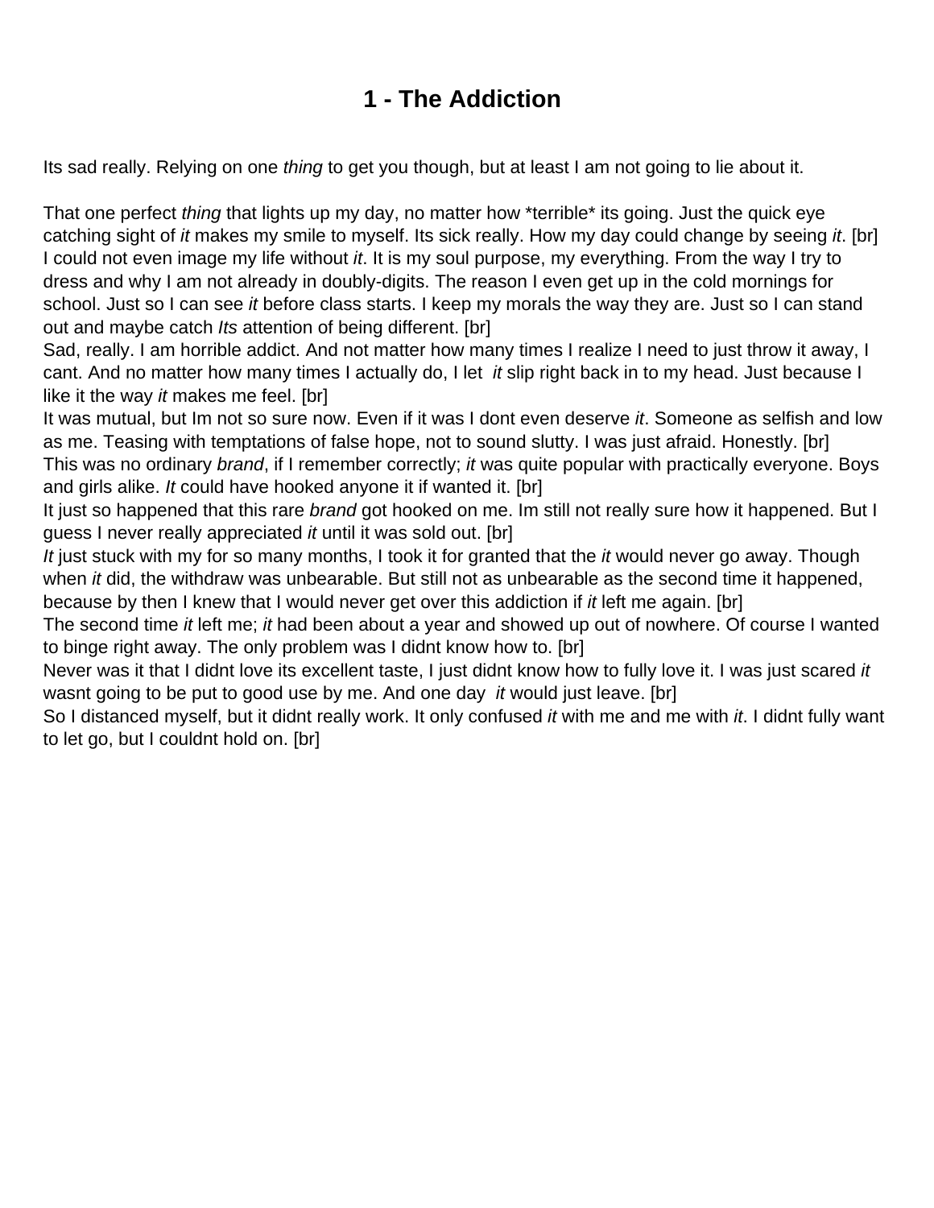# 1 - The Addiction

Its sad really. Relying on one *thing* to get you though, but at least I am not going to lie about it.

That one perfect *thing* that lights up my day, no matter how *terrible* its going. Just the quick eye catching sight of *it* makes my smile to myself. Its sick really. How my day could change by seeing *it*. [br]
I could not even image my life without *it*. It is my soul purpose, my everything. From the way I try to dress and why I am not already in doubly-digits. The reason I even get up in the cold mornings for school. Just so I can see *it* before class starts. I keep my morals the way they are. Just so I can stand out and maybe catch *Its* attention of being different. [br]
Sad, really. I am horrible addict. And not matter how many times I realize I need to just throw it away, I cant. And no matter how many times I actually do, I let *it* slip right back in to my head. Just because I like it the way *it* makes me feel. [br]
It was mutual, but Im not so sure now. Even if it was I dont even deserve *it*. Someone as selfish and low as me. Teasing with temptations of false hope, not to sound slutty. I was just afraid. Honestly. [br]
This was no ordinary *brand*, if I remember correctly; *it* was quite popular with practically everyone. Boys and girls alike. *It* could have hooked anyone it if wanted it. [br]
It just so happened that this rare *brand* got hooked on me. Im still not really sure how it happened. But I guess I never really appreciated *it* until it was sold out. [br]
*It* just stuck with my for so many months, I took it for granted that the *it* would never go away. Though when *it* did, the withdraw was unbearable. But still not as unbearable as the second time it happened, because by then I knew that I would never get over this addiction if *it* left me again. [br]
The second time *it* left me; *it* had been about a year and showed up out of nowhere. Of course I wanted to binge right away. The only problem was I didnt know how to. [br]
Never was it that I didnt love its excellent taste, I just didnt know how to fully love it. I was just scared *it* wasnt going to be put to good use by me. And one day *it* would just leave. [br]
So I distanced myself, but it didnt really work. It only confused *it* with me and me with *it*. I didnt fully want to let go, but I couldnt hold on. [br]